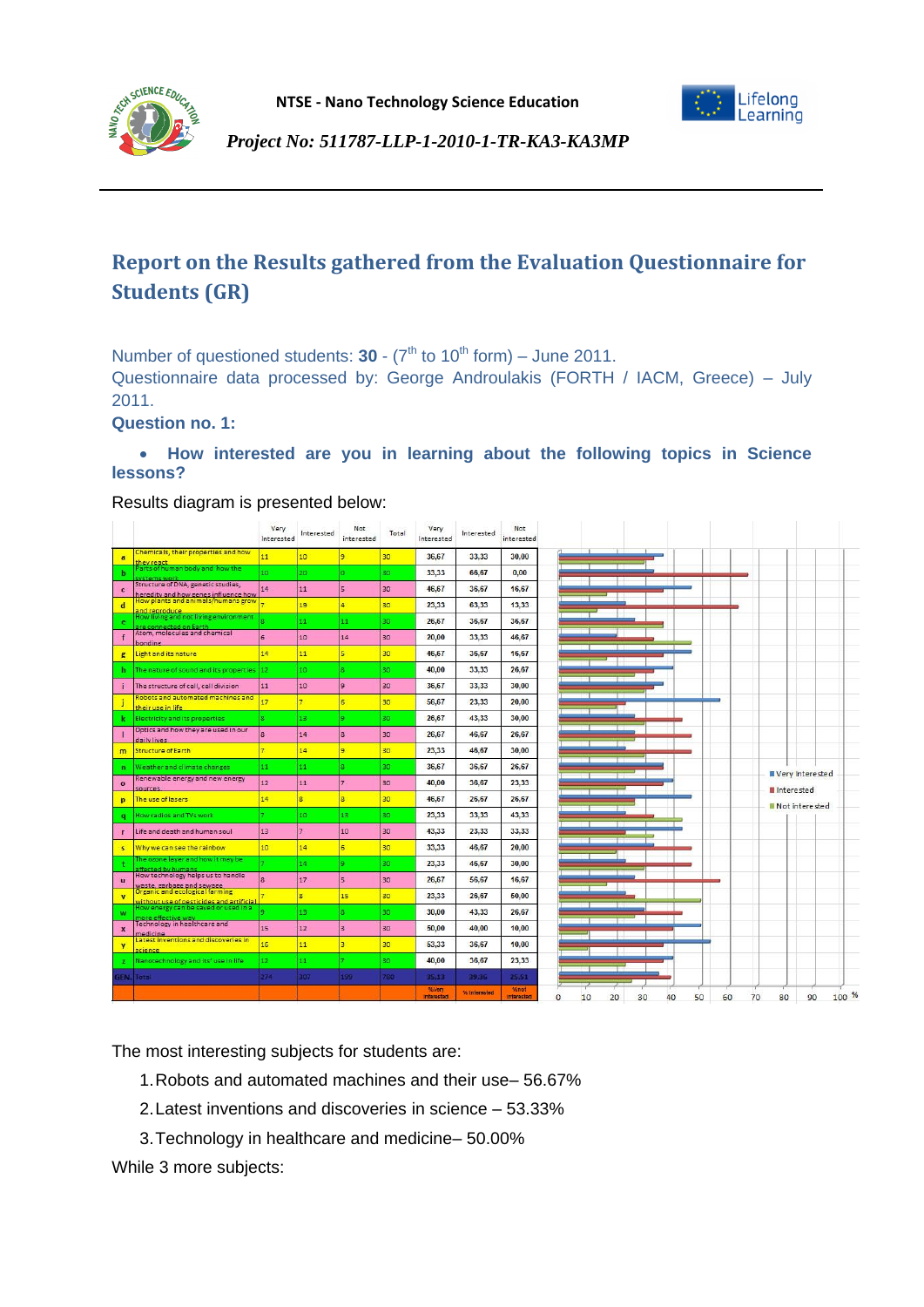NTSE - Nano Technology Science Education

*Project No: 511787-LLP-1-2010-1-TR-KA3-KA3MP*

# Report on the Results gathered from the Evaluation Questionnaire for Students (GR)

Number of questioned students: **30** - (7th to 10th form) – June 2011.

Questionnaire data processed by: George Androulakis (FORTH / IACM, Greece) – July 2011.

**Question no. 1:**

- **How interested are you in learning about the following topics in Science lessons?**

Results diagram is presented below:

| | | Very Interested | Interested | Not interested | Total | Very Interested | Interested | Not interested |
|---|---|---|---|---|---|---|---|---|
| a | Chemicals, their properties and how they react | 11 | 10 | 9 | 30 | 36,67 | 33,33 | 30,00 |
| b | Parts of human body and how the systems work | 10 | 20 | 0 | 30 | 33,33 | 66,67 | 0,00 |
| c | Structure of DNA, genetic studies, heredity and how genes influence how | 14 | 11 | 5 | 30 | 46,67 | 36,67 | 16,67 |
| d | How plants and animals/humans grow and reproduce | 7 | 19 | 4 | 30 | 23,33 | 63,33 | 13,33 |
| e | How living and not living environment are connected on Earth | 8 | 11 | 11 | 30 | 26,67 | 36,67 | 36,67 |
| f | Atom, molecules and chemical bonding | 6 | 10 | 14 | 30 | 20,00 | 33,33 | 46,67 |
| g | Light and its nature | 14 | 11 | 5 | 30 | 46,67 | 36,67 | 16,67 |
| h | The nature of sound and its properties | 12 | 10 | 8 | 30 | 40,00 | 33,33 | 26,67 |
| i | The structure of cell, cell division | 11 | 10 | 9 | 30 | 36,67 | 33,33 | 30,00 |
| j | Robots and automated machines and their use in life | 17 | 7 | 6 | 30 | 56,67 | 23,33 | 20,00 |
| k | Electricity and its properties | 8 | 13 | 9 | 30 | 26,67 | 43,33 | 30,00 |
| l | Optics and how they are used in our daily lives | 8 | 14 | 8 | 30 | 26,67 | 46,67 | 26,67 |
| m | Structure of Earth | 7 | 14 | 9 | 30 | 23,33 | 46,67 | 30,00 |
| n | Weather and climate changes | 11 | 11 | 8 | 30 | 36,67 | 36,67 | 26,67 |
| o | Renewable energy and new energy sources | 12 | 11 | 7 | 30 | 40,00 | 36,67 | 23,33 |
| p | The use of lasers | 14 | 8 | 8 | 30 | 46,67 | 26,67 | 26,67 |
| q | How radios and TVs work | 7 | 10 | 13 | 30 | 23,33 | 33,33 | 43,33 |
| r | Life and death and human soul | 13 | 7 | 10 | 30 | 43,33 | 23,33 | 33,33 |
| s | Why we can see the rainbow | 10 | 14 | 6 | 30 | 33,33 | 46,67 | 20,00 |
| t | The ozone layer and how it may be affected by humans | 7 | 14 | 9 | 30 | 23,33 | 46,67 | 30,00 |
| u | How technology helps us to handle waste, garbage and sewage | 8 | 17 | 5 | 30 | 26,67 | 56,67 | 16,67 |
| v | Organic and ecological farming without use of pesticides and artificial | 7 | 8 | 15 | 30 | 23,33 | 26,67 | 50,00 |
| w | How energy can be saved or used in a more effective way | 9 | 13 | 8 | 30 | 30,00 | 43,33 | 26,67 |
| x | Technology in healthcare and medicine | 15 | 12 | 3 | 30 | 50,00 | 40,00 | 10,00 |
| y | Latest inventions and discoveries in science | 16 | 11 | 3 | 30 | 53,33 | 36,67 | 10,00 |
| z | Nanotechnology and its' use in life | 12 | 11 | 7 | 30 | 40,00 | 36,67 | 23,33 |
| GEN. | Total | 274 | 307 | 199 | 780 | 35,13 | 39,36 | 25,51 |
| | | | | | | %Very interested | % interested | %not interested |

The most interesting subjects for students are:

1. Robots and automated machines and their use– 56.67%
2. Latest inventions and discoveries in science – 53.33%
3. Technology in healthcare and medicine– 50.00%

While 3 more subjects: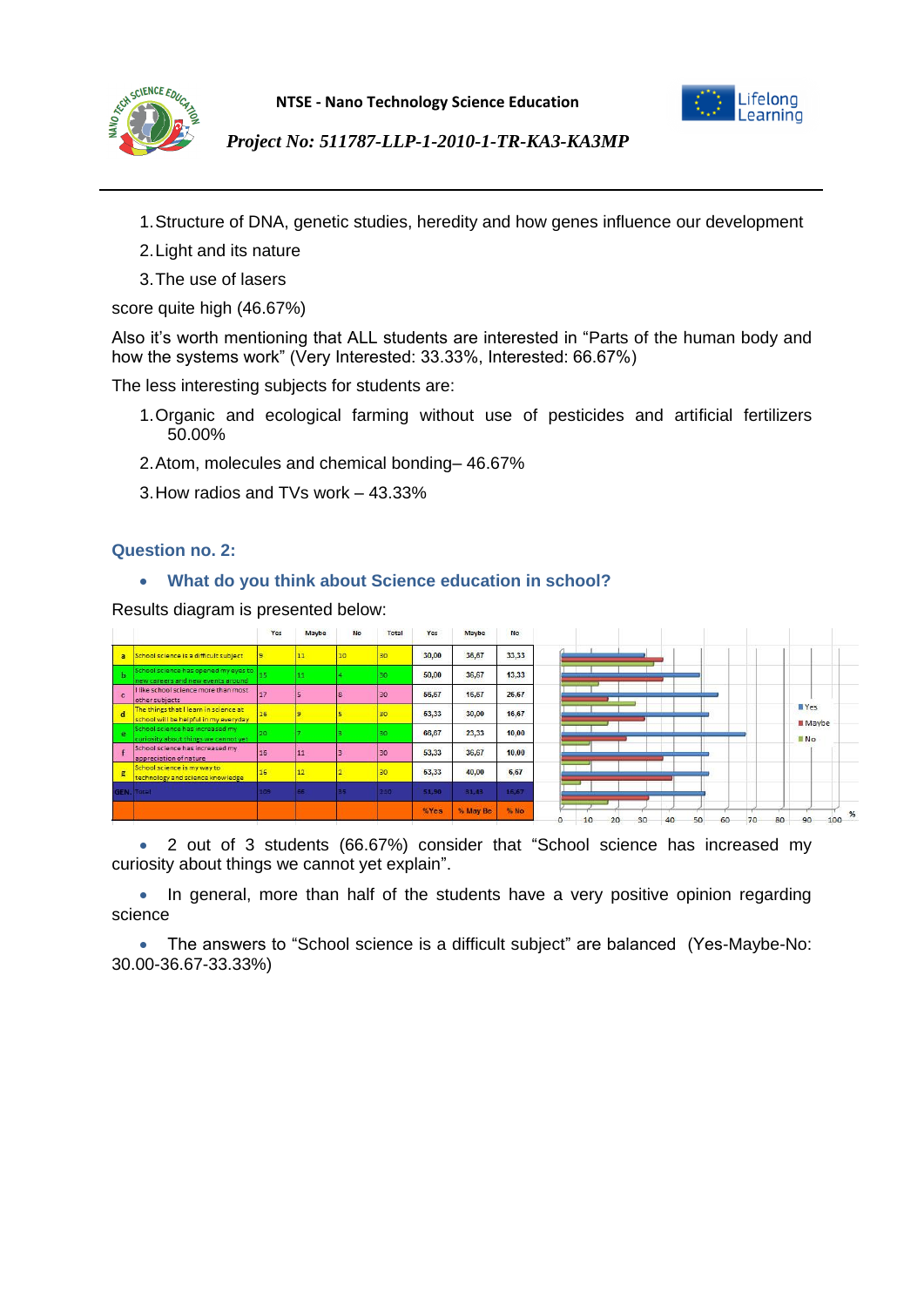1. Structure of DNA, genetic studies, heredity and how genes influence our development
2. Light and its nature
3. The use of lasers

score quite high (46.67%)

Also it's worth mentioning that ALL students are interested in "Parts of the human body and how the systems work" (Very Interested: 33.33%, Interested: 66.67%)

The less interesting subjects for students are:

1. Organic and ecological farming without use of pesticides and artificial fertilizers 50.00%
2. Atom, molecules and chemical bonding– 46.67%
3. How radios and TVs work – 43.33%

### Question no. 2:

- **What do you think about Science education in school?**

Results diagram is presented below:

| | | Yes | Maybe | No | Total | Yes | Maybe | No |
|---|---|---|---|---|---|---|---|---|
| a | School science is a difficult subject | 9 | 11 | 10 | 30 | 30,00 | 36,67 | 33,33 |
| b | School science has opened my eyes to new careers and new events around | 15 | 11 | 4 | 30 | 50,00 | 36,67 | 13,33 |
| c | I like school science more than most other subjects | 17 | 5 | 8 | 30 | 56,67 | 16,67 | 26,67 |
| d | The things that I learn in science at school will be helpful in my everyday | 16 | 9 | 5 | 30 | 53,33 | 30,00 | 16,67 |
| e | School science has increased my curiosity about things we cannot yet | 20 | 7 | 3 | 30 | 66,67 | 23,33 | 10,00 |
| f | School science has increased my appreciation of nature | 16 | 11 | 3 | 30 | 53,33 | 36,67 | 10,00 |
| g | School science is my way to technology and science knowledge | 16 | 12 | 2 | 30 | 53,33 | 40,00 | 6,67 |
| GEN. | Total | 109 | 66 | 35 | 210 | 51,90 | 31,43 | 16,67 |
| | | | | | | %Yes | % May Be | % No |

- 2 out of 3 students (66.67%) consider that "School science has increased my curiosity about things we cannot yet explain".

- In general, more than half of the students have a very positive opinion regarding science

- The answers to "School science is a difficult subject" are balanced (Yes-Maybe-No: 30.00-36.67-33.33%)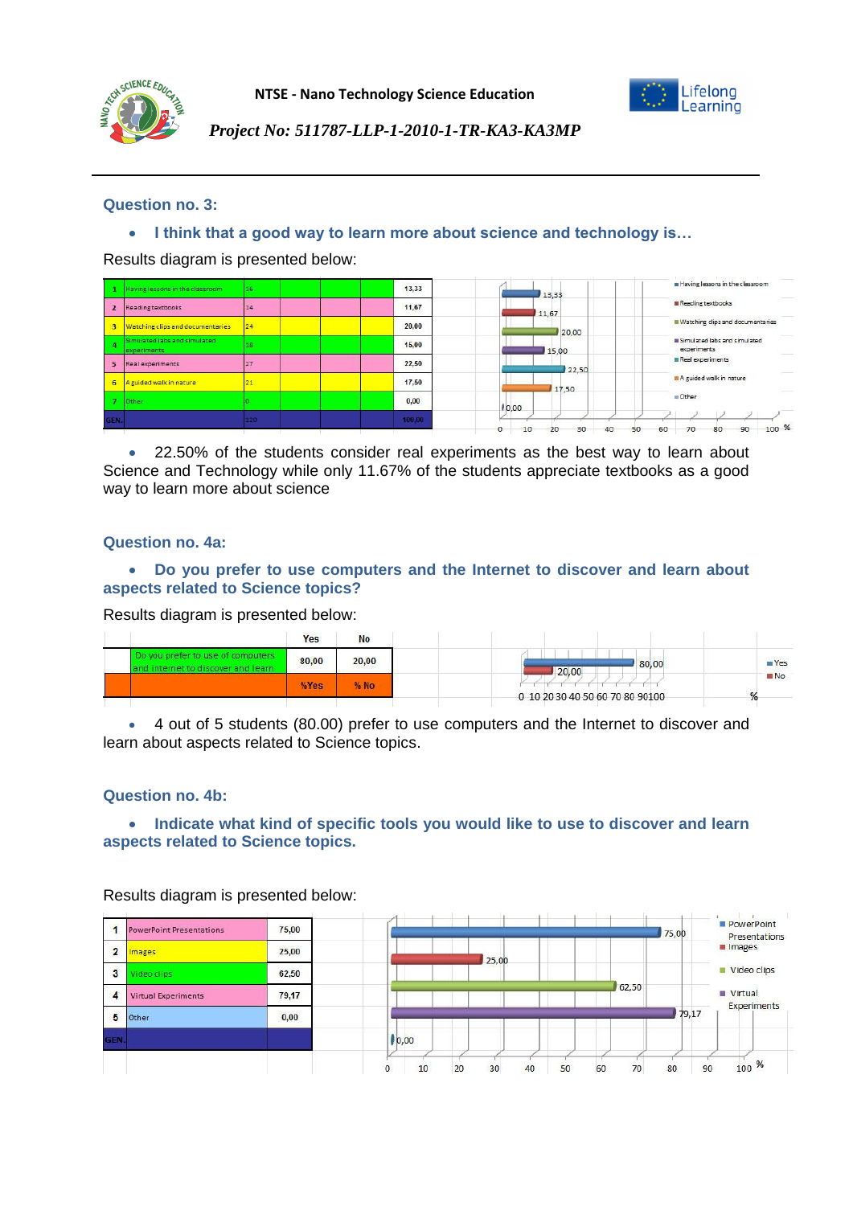### Question no. 3:

- **I think that a good way to learn more about science and technology is…**

Results diagram is presented below:

| | | | | | | |
|---|---|---|---|---|---|---|
| 1 | Having lessons in the classroom | 16 | | | | 13,33 |
| 2 | Reading textbooks | 14 | | | | 11,67 |
| 3 | Watching clips and documentaries | 24 | | | | 20,00 |
| 4 | Simulated labs and simulated experiments | 18 | | | | 15,00 |
| 5 | Real experiments | 27 | | | | 22,50 |
| 6 | A guided walk in nature | 21 | | | | 17,50 |
| 7 | Other | 0 | | | | 0,00 |
| GEN. | | 120 | | | | 100,00 |

- 22.50% of the students consider real experiments as the best way to learn about Science and Technology while only 11.67% of the students appreciate textbooks as a good way to learn more about science

### Question no. 4a:

- **Do you prefer to use computers and the Internet to discover and learn about aspects related to Science topics?**

Results diagram is presented below:

| | Yes | No |
|---|---|---|
| Do you prefer to use of computers and internet to discover and learn | 80,00 | 20,00 |
| | %Yes | % No |

- 4 out of 5 students (80.00) prefer to use computers and the Internet to discover and learn about aspects related to Science topics.

### Question no. 4b:

- **Indicate what kind of specific tools you would like to use to discover and learn aspects related to Science topics.**

Results diagram is presented below:

| | | |
|---|---|---|
| 1 | PowerPoint Presentations | 75,00 |
| 2 | Images | 25,00 |
| 3 | Video clips | 62,50 |
| 4 | Virtual Experiments | 79,17 |
| 5 | Other | 0,00 |
| GEN. | | |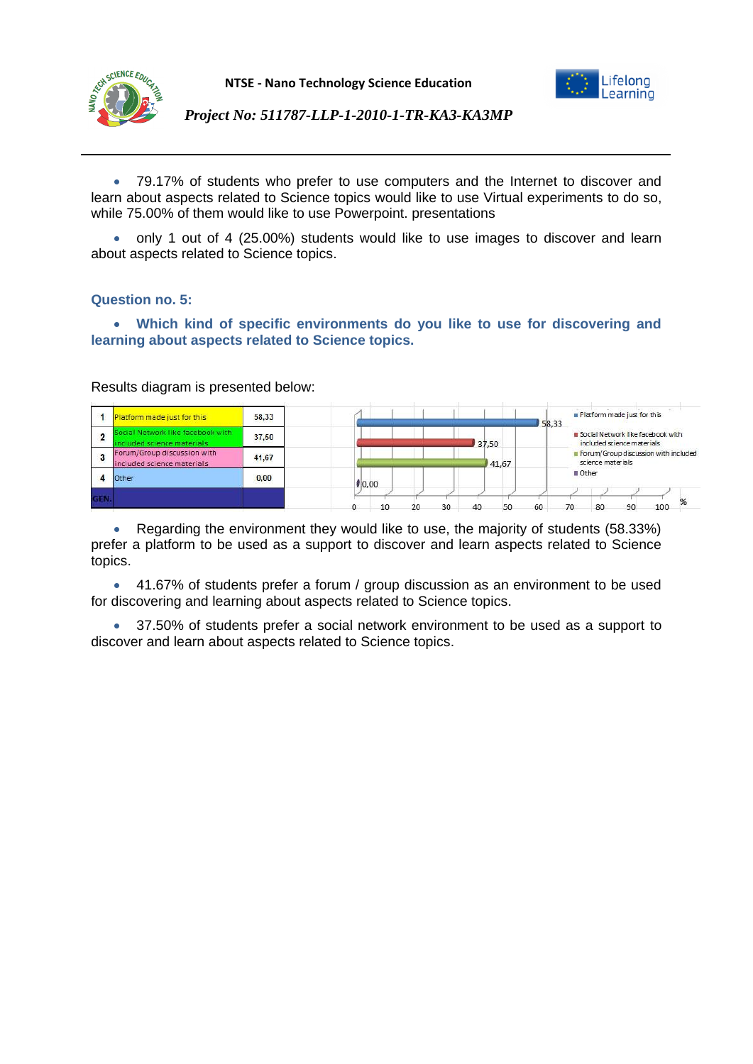- 79.17% of students who prefer to use computers and the Internet to discover and learn about aspects related to Science topics would like to use Virtual experiments to do so, while 75.00% of them would like to use Powerpoint. presentations

- only 1 out of 4 (25.00%) students would like to use images to discover and learn about aspects related to Science topics.

### Question no. 5:

- **Which kind of specific environments do you like to use for discovering and learning about aspects related to Science topics.**

Results diagram is presented below:

| | | |
|---|---|---|
| 1 | Platform made just for this | 58,33 |
| 2 | Social Network like facebook with included science materials | 37,50 |
| 3 | Forum/Group discussion with included science materials | 41,67 |
| 4 | Other | 0,00 |
| GEN. | | |

58,33
37,50
41,67
0,00

0 10 20 30 40 50 60 70 80 90 100 %

Platform made just for this
Social Network like facebook with included science materials
Forum/Group discussion with included science materials
Other

- Regarding the environment they would like to use, the majority of students (58.33%) prefer a platform to be used as a support to discover and learn aspects related to Science topics.

- 41.67% of students prefer a forum / group discussion as an environment to be used for discovering and learning about aspects related to Science topics.

- 37.50% of students prefer a social network environment to be used as a support to discover and learn about aspects related to Science topics.